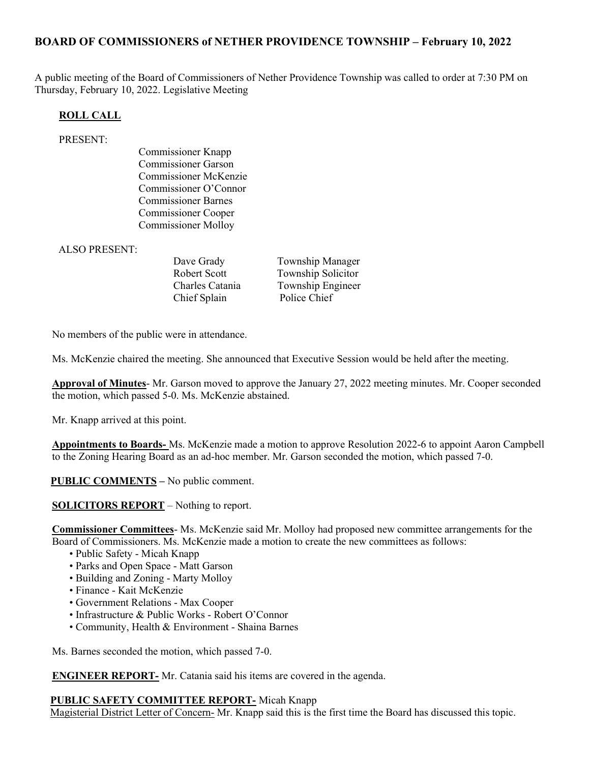## BOARD OF COMMISSIONERS of NETHER PROVIDENCE TOWNSHIP – February 10, 2022

A public meeting of the Board of Commissioners of Nether Providence Township was called to order at 7:30 PM on Thursday, February 10, 2022. Legislative Meeting

### ROLL CALL

PRESENT:

Commissioner Knapp
Commissioner Garson
Commissioner McKenzie
Commissioner O'Connor
Commissioner Barnes
Commissioner Cooper
Commissioner Molloy

ALSO PRESENT:

| | |
|---|---|
| Dave Grady | Township Manager |
| Robert Scott | Township Solicitor |
| Charles Catania | Township Engineer |
| Chief Splain | Police Chief |

No members of the public were in attendance.

Ms. McKenzie chaired the meeting. She announced that Executive Session would be held after the meeting.

**Approval of Minutes**- Mr. Garson moved to approve the January 27, 2022 meeting minutes. Mr. Cooper seconded the motion, which passed 5-0. Ms. McKenzie abstained.

Mr. Knapp arrived at this point.

**Appointments to Boards-** Ms. McKenzie made a motion to approve Resolution 2022-6 to appoint Aaron Campbell to the Zoning Hearing Board as an ad-hoc member. Mr. Garson seconded the motion, which passed 7-0.

**PUBLIC COMMENTS –** No public comment.

**SOLICITORS REPORT** – Nothing to report.

**Commissioner Committees**- Ms. McKenzie said Mr. Molloy had proposed new committee arrangements for the Board of Commissioners. Ms. McKenzie made a motion to create the new committees as follows:

- Public Safety - Micah Knapp
- Parks and Open Space - Matt Garson
- Building and Zoning - Marty Molloy
- Finance - Kait McKenzie
- Government Relations - Max Cooper
- Infrastructure & Public Works - Robert O'Connor
- Community, Health & Environment - Shaina Barnes

Ms. Barnes seconded the motion, which passed 7-0.

**ENGINEER REPORT-** Mr. Catania said his items are covered in the agenda.

**PUBLIC SAFETY COMMITTEE REPORT-** Micah Knapp

Magisterial District Letter of Concern- Mr. Knapp said this is the first time the Board has discussed this topic.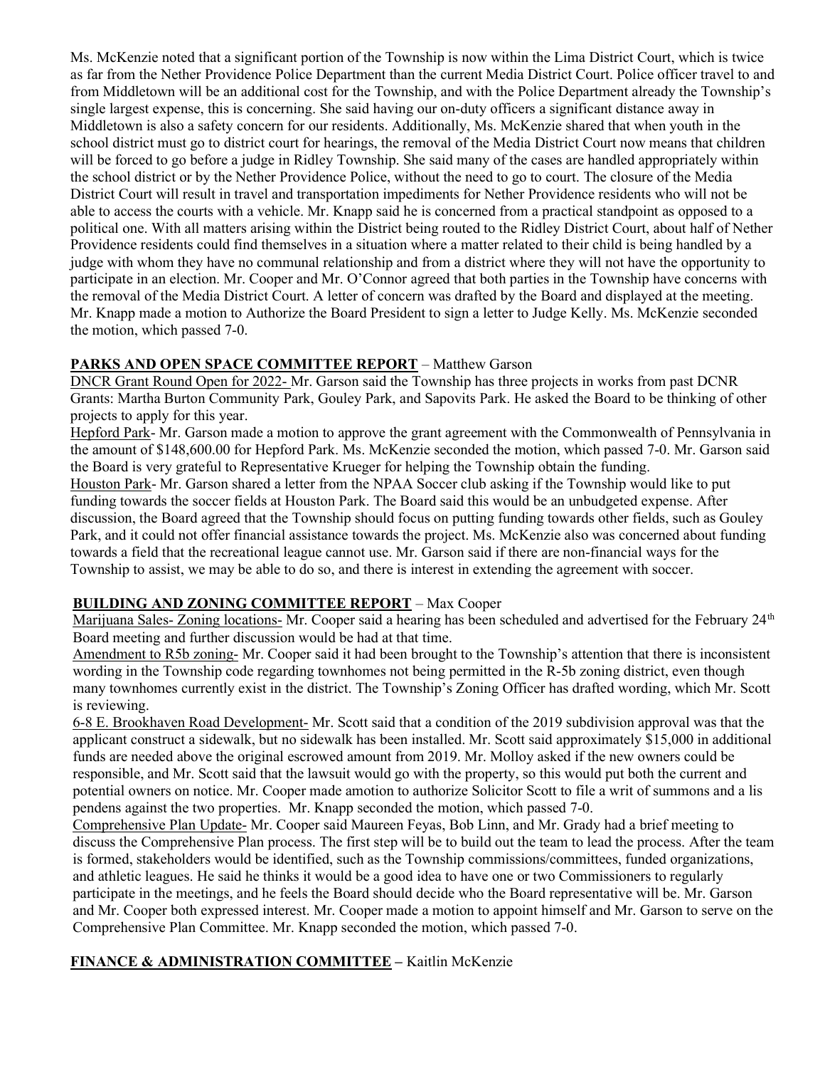Ms. McKenzie noted that a significant portion of the Township is now within the Lima District Court, which is twice as far from the Nether Providence Police Department than the current Media District Court. Police officer travel to and from Middletown will be an additional cost for the Township, and with the Police Department already the Township's single largest expense, this is concerning. She said having our on-duty officers a significant distance away in Middletown is also a safety concern for our residents. Additionally, Ms. McKenzie shared that when youth in the school district must go to district court for hearings, the removal of the Media District Court now means that children will be forced to go before a judge in Ridley Township. She said many of the cases are handled appropriately within the school district or by the Nether Providence Police, without the need to go to court. The closure of the Media District Court will result in travel and transportation impediments for Nether Providence residents who will not be able to access the courts with a vehicle. Mr. Knapp said he is concerned from a practical standpoint as opposed to a political one. With all matters arising within the District being routed to the Ridley District Court, about half of Nether Providence residents could find themselves in a situation where a matter related to their child is being handled by a judge with whom they have no communal relationship and from a district where they will not have the opportunity to participate in an election. Mr. Cooper and Mr. O'Connor agreed that both parties in the Township have concerns with the removal of the Media District Court. A letter of concern was drafted by the Board and displayed at the meeting. Mr. Knapp made a motion to Authorize the Board President to sign a letter to Judge Kelly. Ms. McKenzie seconded the motion, which passed 7-0.

## PARKS AND OPEN SPACE COMMITTEE REPORT – Matthew Garson

DNCR Grant Round Open for 2022- Mr. Garson said the Township has three projects in works from past DCNR Grants: Martha Burton Community Park, Gouley Park, and Sapovits Park. He asked the Board to be thinking of other projects to apply for this year.

Hepford Park- Mr. Garson made a motion to approve the grant agreement with the Commonwealth of Pennsylvania in the amount of $148,600.00 for Hepford Park. Ms. McKenzie seconded the motion, which passed 7-0. Mr. Garson said the Board is very grateful to Representative Krueger for helping the Township obtain the funding.

Houston Park- Mr. Garson shared a letter from the NPAA Soccer club asking if the Township would like to put funding towards the soccer fields at Houston Park. The Board said this would be an unbudgeted expense. After discussion, the Board agreed that the Township should focus on putting funding towards other fields, such as Gouley Park, and it could not offer financial assistance towards the project. Ms. McKenzie also was concerned about funding towards a field that the recreational league cannot use. Mr. Garson said if there are non-financial ways for the Township to assist, we may be able to do so, and there is interest in extending the agreement with soccer.

## BUILDING AND ZONING COMMITTEE REPORT – Max Cooper

Marijuana Sales- Zoning locations- Mr. Cooper said a hearing has been scheduled and advertised for the February 24th Board meeting and further discussion would be had at that time.

Amendment to R5b zoning- Mr. Cooper said it had been brought to the Township's attention that there is inconsistent wording in the Township code regarding townhomes not being permitted in the R-5b zoning district, even though many townhomes currently exist in the district. The Township's Zoning Officer has drafted wording, which Mr. Scott is reviewing.

6-8 E. Brookhaven Road Development- Mr. Scott said that a condition of the 2019 subdivision approval was that the applicant construct a sidewalk, but no sidewalk has been installed. Mr. Scott said approximately $15,000 in additional funds are needed above the original escrowed amount from 2019. Mr. Molloy asked if the new owners could be responsible, and Mr. Scott said that the lawsuit would go with the property, so this would put both the current and potential owners on notice. Mr. Cooper made amotion to authorize Solicitor Scott to file a writ of summons and a lis pendens against the two properties. Mr. Knapp seconded the motion, which passed 7-0.

Comprehensive Plan Update- Mr. Cooper said Maureen Feyas, Bob Linn, and Mr. Grady had a brief meeting to discuss the Comprehensive Plan process. The first step will be to build out the team to lead the process. After the team is formed, stakeholders would be identified, such as the Township commissions/committees, funded organizations, and athletic leagues. He said he thinks it would be a good idea to have one or two Commissioners to regularly participate in the meetings, and he feels the Board should decide who the Board representative will be. Mr. Garson and Mr. Cooper both expressed interest. Mr. Cooper made a motion to appoint himself and Mr. Garson to serve on the Comprehensive Plan Committee. Mr. Knapp seconded the motion, which passed 7-0.

## FINANCE & ADMINISTRATION COMMITTEE – Kaitlin McKenzie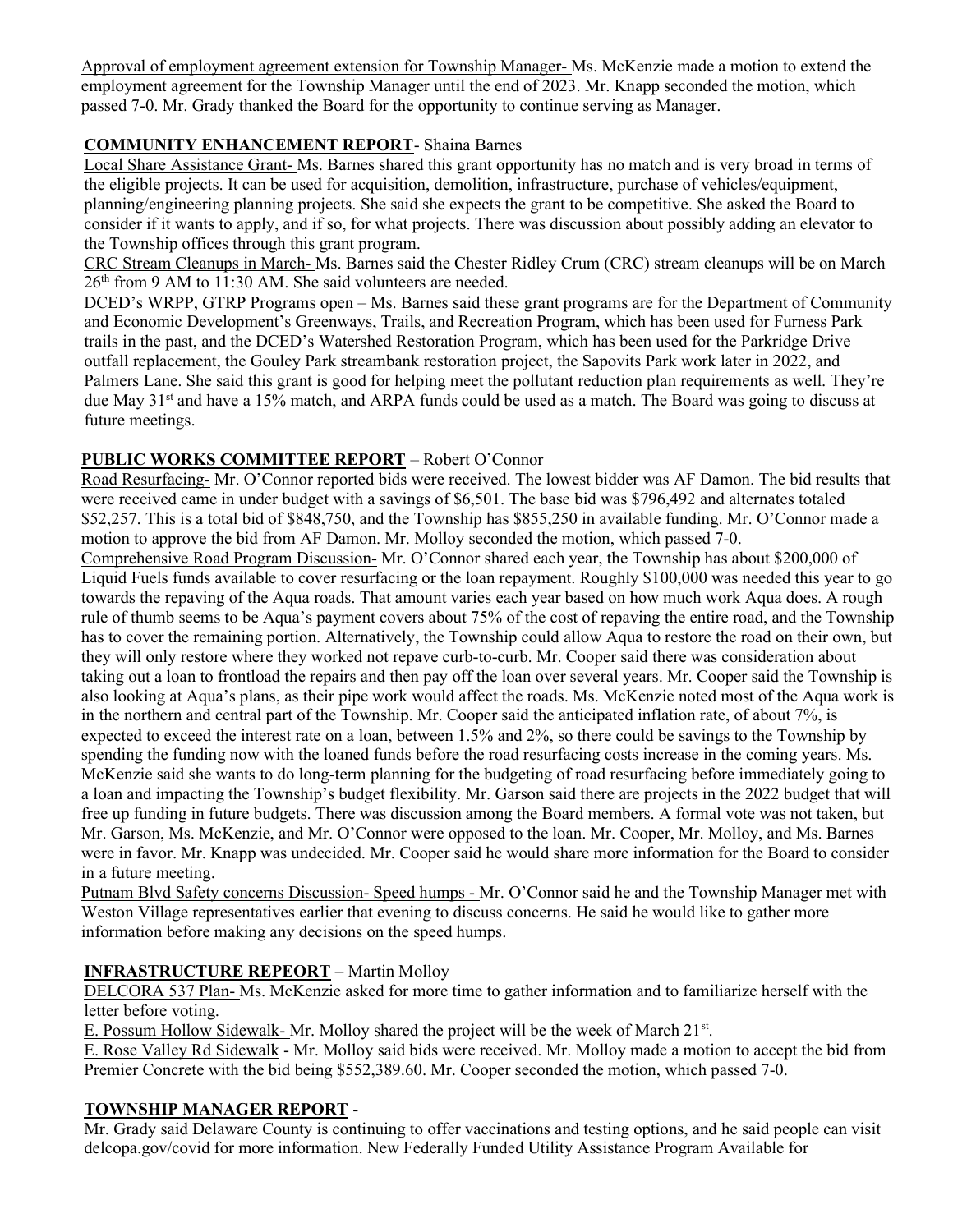Approval of employment agreement extension for Township Manager- Ms. McKenzie made a motion to extend the employment agreement for the Township Manager until the end of 2023. Mr. Knapp seconded the motion, which passed 7-0. Mr. Grady thanked the Board for the opportunity to continue serving as Manager.

## COMMUNITY ENHANCEMENT REPORT- Shaina Barnes

Local Share Assistance Grant- Ms. Barnes shared this grant opportunity has no match and is very broad in terms of the eligible projects. It can be used for acquisition, demolition, infrastructure, purchase of vehicles/equipment, planning/engineering planning projects. She said she expects the grant to be competitive. She asked the Board to consider if it wants to apply, and if so, for what projects. There was discussion about possibly adding an elevator to the Township offices through this grant program.

CRC Stream Cleanups in March- Ms. Barnes said the Chester Ridley Crum (CRC) stream cleanups will be on March 26th from 9 AM to 11:30 AM. She said volunteers are needed.

DCED's WRPP, GTRP Programs open – Ms. Barnes said these grant programs are for the Department of Community and Economic Development's Greenways, Trails, and Recreation Program, which has been used for Furness Park trails in the past, and the DCED's Watershed Restoration Program, which has been used for the Parkridge Drive outfall replacement, the Gouley Park streambank restoration project, the Sapovits Park work later in 2022, and Palmers Lane. She said this grant is good for helping meet the pollutant reduction plan requirements as well. They're due May 31st and have a 15% match, and ARPA funds could be used as a match. The Board was going to discuss at future meetings.

## PUBLIC WORKS COMMITTEE REPORT – Robert O'Connor

Road Resurfacing- Mr. O'Connor reported bids were received. The lowest bidder was AF Damon. The bid results that were received came in under budget with a savings of $6,501. The base bid was $796,492 and alternates totaled $52,257. This is a total bid of $848,750, and the Township has $855,250 in available funding. Mr. O'Connor made a motion to approve the bid from AF Damon. Mr. Molloy seconded the motion, which passed 7-0.

Comprehensive Road Program Discussion- Mr. O'Connor shared each year, the Township has about $200,000 of Liquid Fuels funds available to cover resurfacing or the loan repayment. Roughly $100,000 was needed this year to go towards the repaving of the Aqua roads. That amount varies each year based on how much work Aqua does. A rough rule of thumb seems to be Aqua's payment covers about 75% of the cost of repaving the entire road, and the Township has to cover the remaining portion. Alternatively, the Township could allow Aqua to restore the road on their own, but they will only restore where they worked not repave curb-to-curb. Mr. Cooper said there was consideration about taking out a loan to frontload the repairs and then pay off the loan over several years. Mr. Cooper said the Township is also looking at Aqua's plans, as their pipe work would affect the roads. Ms. McKenzie noted most of the Aqua work is in the northern and central part of the Township. Mr. Cooper said the anticipated inflation rate, of about 7%, is expected to exceed the interest rate on a loan, between 1.5% and 2%, so there could be savings to the Township by spending the funding now with the loaned funds before the road resurfacing costs increase in the coming years. Ms. McKenzie said she wants to do long-term planning for the budgeting of road resurfacing before immediately going to a loan and impacting the Township's budget flexibility. Mr. Garson said there are projects in the 2022 budget that will free up funding in future budgets. There was discussion among the Board members. A formal vote was not taken, but Mr. Garson, Ms. McKenzie, and Mr. O'Connor were opposed to the loan. Mr. Cooper, Mr. Molloy, and Ms. Barnes were in favor. Mr. Knapp was undecided. Mr. Cooper said he would share more information for the Board to consider in a future meeting.

Putnam Blvd Safety concerns Discussion- Speed humps - Mr. O'Connor said he and the Township Manager met with Weston Village representatives earlier that evening to discuss concerns. He said he would like to gather more information before making any decisions on the speed humps.

## INFRASTRUCTURE REPEORT – Martin Molloy

DELCORA 537 Plan- Ms. McKenzie asked for more time to gather information and to familiarize herself with the letter before voting.

E. Possum Hollow Sidewalk- Mr. Molloy shared the project will be the week of March 21st.

E. Rose Valley Rd Sidewalk - Mr. Molloy said bids were received. Mr. Molloy made a motion to accept the bid from Premier Concrete with the bid being $552,389.60. Mr. Cooper seconded the motion, which passed 7-0.

## TOWNSHIP MANAGER REPORT -

Mr. Grady said Delaware County is continuing to offer vaccinations and testing options, and he said people can visit delcopa.gov/covid for more information. New Federally Funded Utility Assistance Program Available for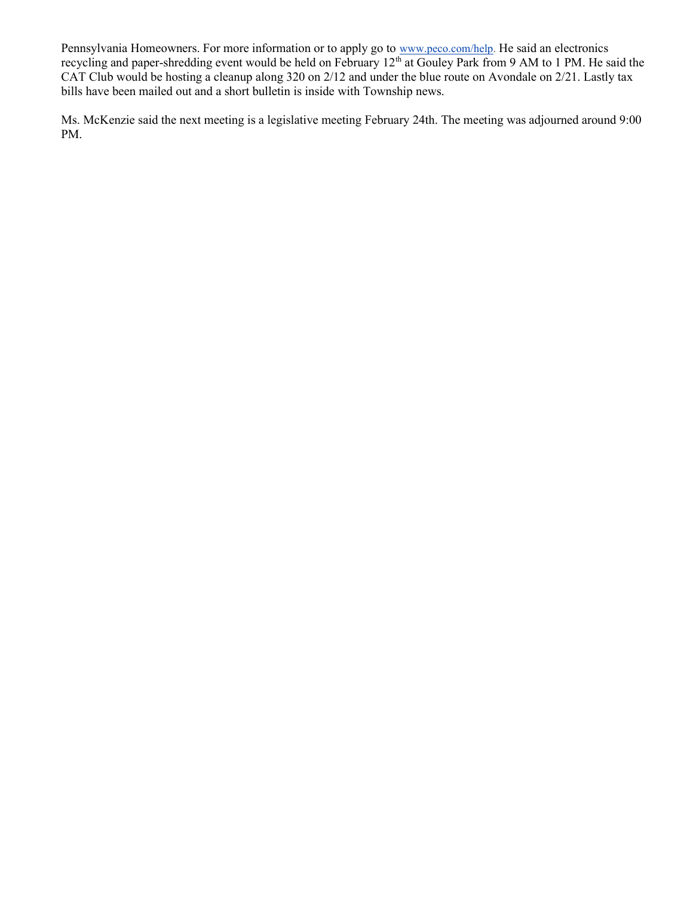Pennsylvania Homeowners. For more information or to apply go to www.peco.com/help. He said an electronics recycling and paper-shredding event would be held on February 12th at Gouley Park from 9 AM to 1 PM. He said the CAT Club would be hosting a cleanup along 320 on 2/12 and under the blue route on Avondale on 2/21. Lastly tax bills have been mailed out and a short bulletin is inside with Township news.

Ms. McKenzie said the next meeting is a legislative meeting February 24th. The meeting was adjourned around 9:00 PM.